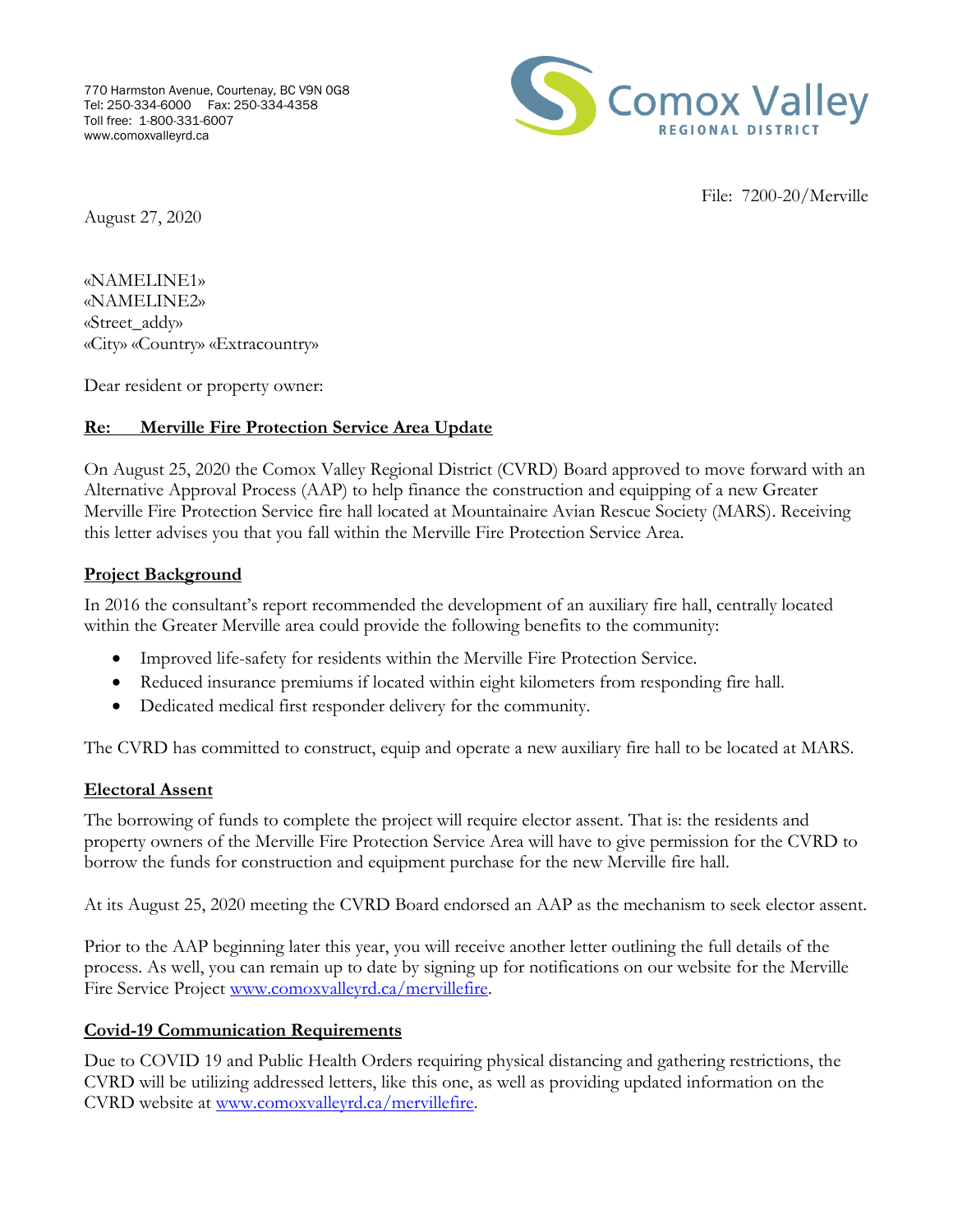770 Harmston Avenue, Courtenay, BC V9N 0G8
Tel: 250-334-6000 Fax: 250-334-4358
Toll free: 1-800-331-6007
www.comoxvalleyrd.ca

Comox Valley
REGIONAL DISTRICT

File: 7200-20/Merville

August 27, 2020

«NAMELINE1»
«NAMELINE2»
«Street_addy»
«City» «Country» «Extracountry»

Dear resident or property owner:

**Re: Merville Fire Protection Service Area Update**

On August 25, 2020 the Comox Valley Regional District (CVRD) Board approved to move forward with an Alternative Approval Process (AAP) to help finance the construction and equipping of a new Greater Merville Fire Protection Service fire hall located at Mountainaire Avian Rescue Society (MARS). Receiving this letter advises you that you fall within the Merville Fire Protection Service Area.

**Project Background**

In 2016 the consultant's report recommended the development of an auxiliary fire hall, centrally located within the Greater Merville area could provide the following benefits to the community:

- Improved life-safety for residents within the Merville Fire Protection Service.
- Reduced insurance premiums if located within eight kilometers from responding fire hall.
- Dedicated medical first responder delivery for the community.

The CVRD has committed to construct, equip and operate a new auxiliary fire hall to be located at MARS.

**Electoral Assent**

The borrowing of funds to complete the project will require elector assent. That is: the residents and property owners of the Merville Fire Protection Service Area will have to give permission for the CVRD to borrow the funds for construction and equipment purchase for the new Merville fire hall.

At its August 25, 2020 meeting the CVRD Board endorsed an AAP as the mechanism to seek elector assent.

Prior to the AAP beginning later this year, you will receive another letter outlining the full details of the process. As well, you can remain up to date by signing up for notifications on our website for the Merville Fire Service Project www.comoxvalleyrd.ca/mervillefire.

**Covid-19 Communication Requirements**

Due to COVID 19 and Public Health Orders requiring physical distancing and gathering restrictions, the CVRD will be utilizing addressed letters, like this one, as well as providing updated information on the CVRD website at www.comoxvalleyrd.ca/mervillefire.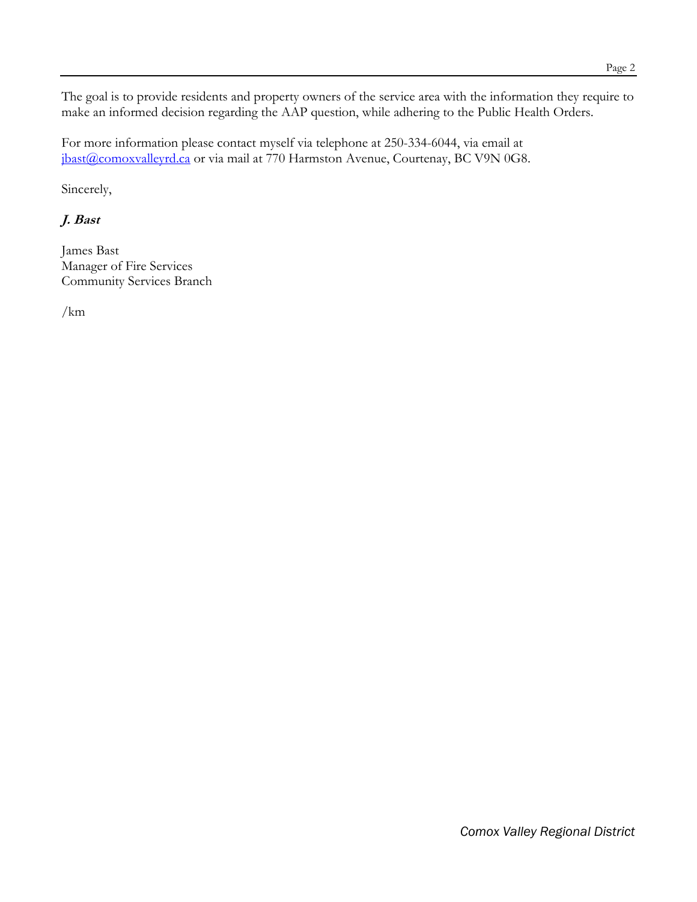The goal is to provide residents and property owners of the service area with the information they require to make an informed decision regarding the AAP question, while adhering to the Public Health Orders.

For more information please contact myself via telephone at 250-334-6044, via email at jbast@comoxvalleyrd.ca or via mail at 770 Harmston Avenue, Courtenay, BC V9N 0G8.

Sincerely,

***J. Bast***

James Bast
Manager of Fire Services
Community Services Branch

/km